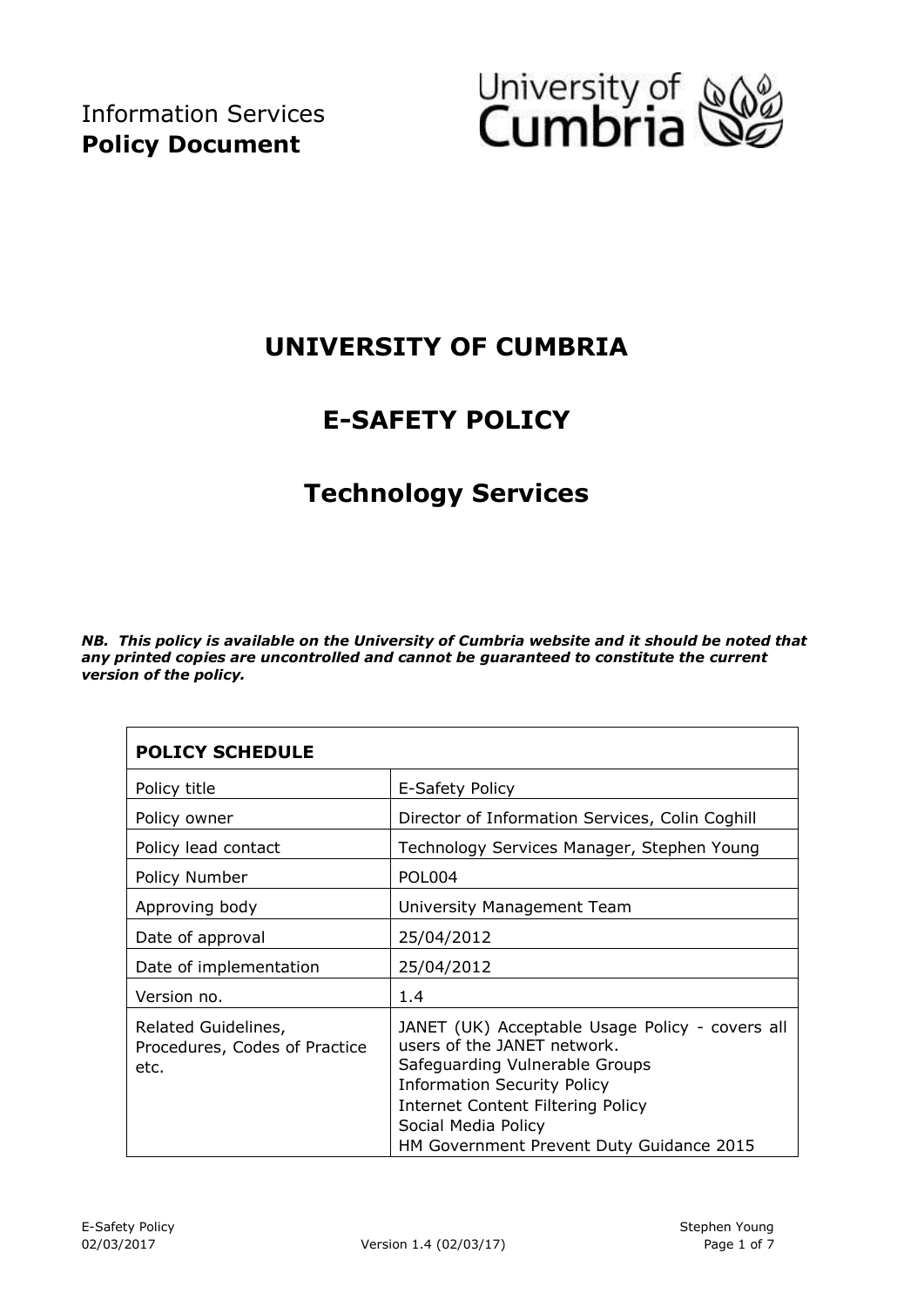Information Services
**Policy Document**

University of Cumbria

# UNIVERSITY OF CUMBRIA

# E-SAFETY POLICY

## Technology Services

***NB. This policy is available on the University of Cumbria website and it should be noted that any printed copies are uncontrolled and cannot be guaranteed to constitute the current version of the policy.***

| **POLICY SCHEDULE** | |
|---|---|
| Policy title | E-Safety Policy |
| Policy owner | Director of Information Services, Colin Coghill |
| Policy lead contact | Technology Services Manager, Stephen Young |
| Policy Number | POL004 |
| Approving body | University Management Team |
| Date of approval | 25/04/2012 |
| Date of implementation | 25/04/2012 |
| Version no. | 1.4 |
| Related Guidelines, Procedures, Codes of Practice etc. | JANET (UK) Acceptable Usage Policy - covers all users of the JANET network.<br>Safeguarding Vulnerable Groups<br>Information Security Policy<br>Internet Content Filtering Policy<br>Social Media Policy<br>HM Government Prevent Duty Guidance 2015 |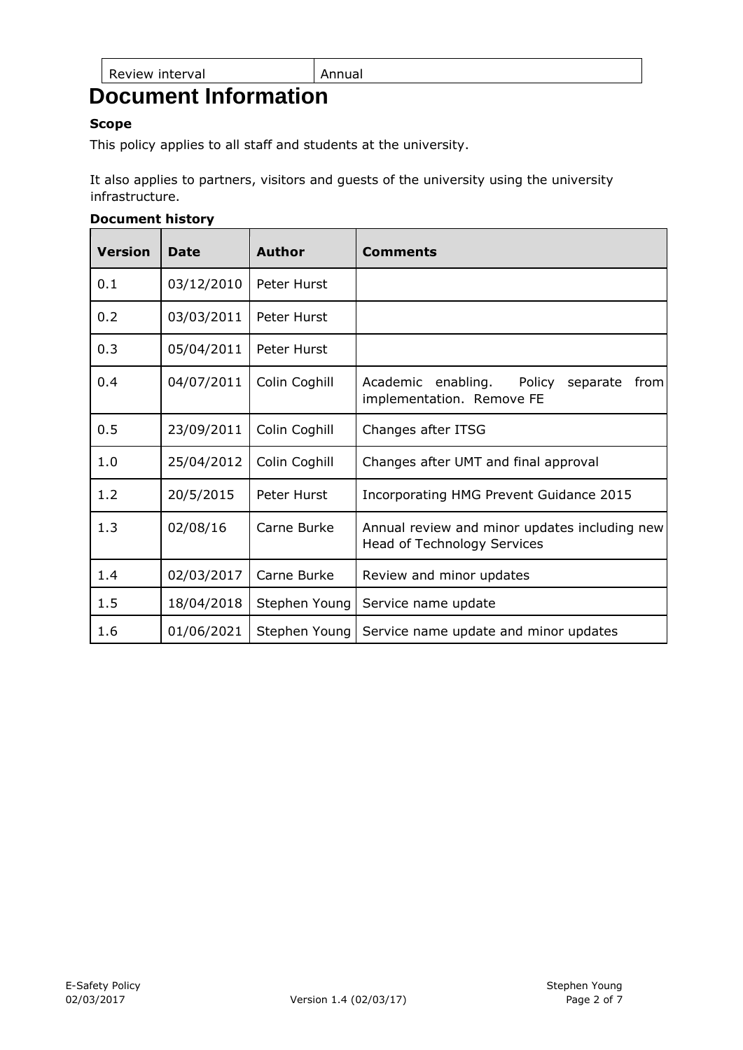| Review interval | Annual |
| --- | --- |

# Document Information

**Scope**

This policy applies to all staff and students at the university.

It also applies to partners, visitors and guests of the university using the university infrastructure.

**Document history**

| Version | Date | Author | Comments |
| --- | --- | --- | --- |
| 0.1 | 03/12/2010 | Peter Hurst | |
| 0.2 | 03/03/2011 | Peter Hurst | |
| 0.3 | 05/04/2011 | Peter Hurst | |
| 0.4 | 04/07/2011 | Colin Coghill | Academic enabling. Policy separate from implementation. Remove FE |
| 0.5 | 23/09/2011 | Colin Coghill | Changes after ITSG |
| 1.0 | 25/04/2012 | Colin Coghill | Changes after UMT and final approval |
| 1.2 | 20/5/2015 | Peter Hurst | Incorporating HMG Prevent Guidance 2015 |
| 1.3 | 02/08/16 | Carne Burke | Annual review and minor updates including new Head of Technology Services |
| 1.4 | 02/03/2017 | Carne Burke | Review and minor updates |
| 1.5 | 18/04/2018 | Stephen Young | Service name update |
| 1.6 | 01/06/2021 | Stephen Young | Service name update and minor updates |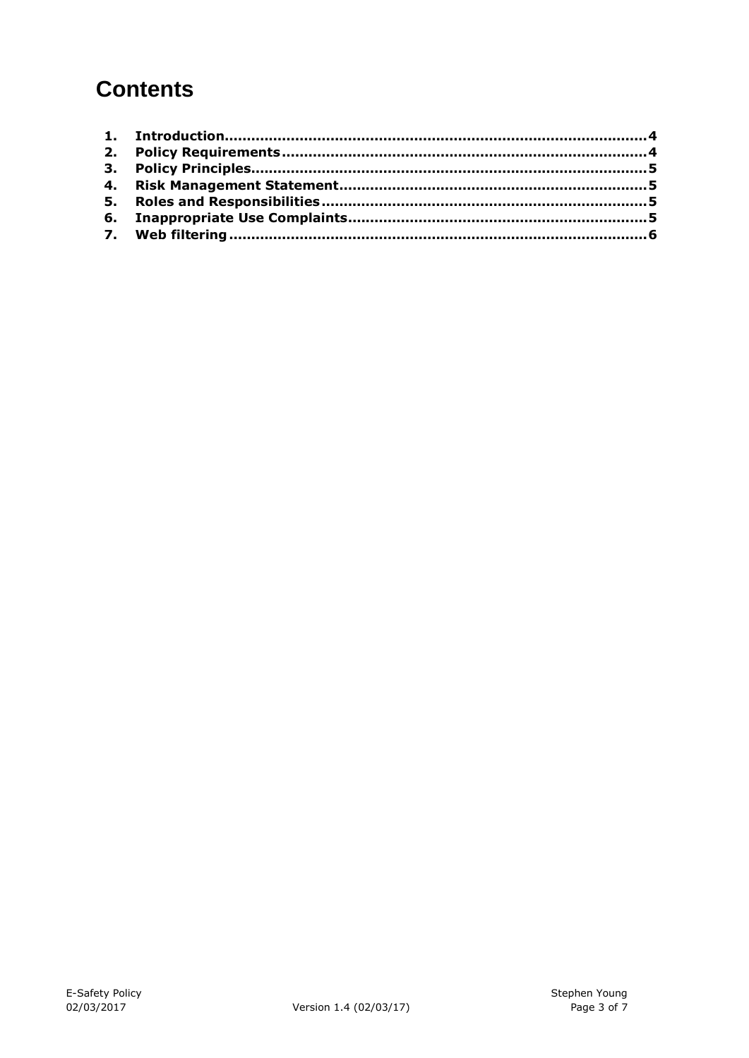# Contents

1. **Introduction** .......... **4**
2. **Policy Requirements** .......... **4**
3. **Policy Principles** .......... **5**
4. **Risk Management Statement** .......... **5**
5. **Roles and Responsibilities** .......... **5**
6. **Inappropriate Use Complaints** .......... **5**
7. **Web filtering** .......... **6**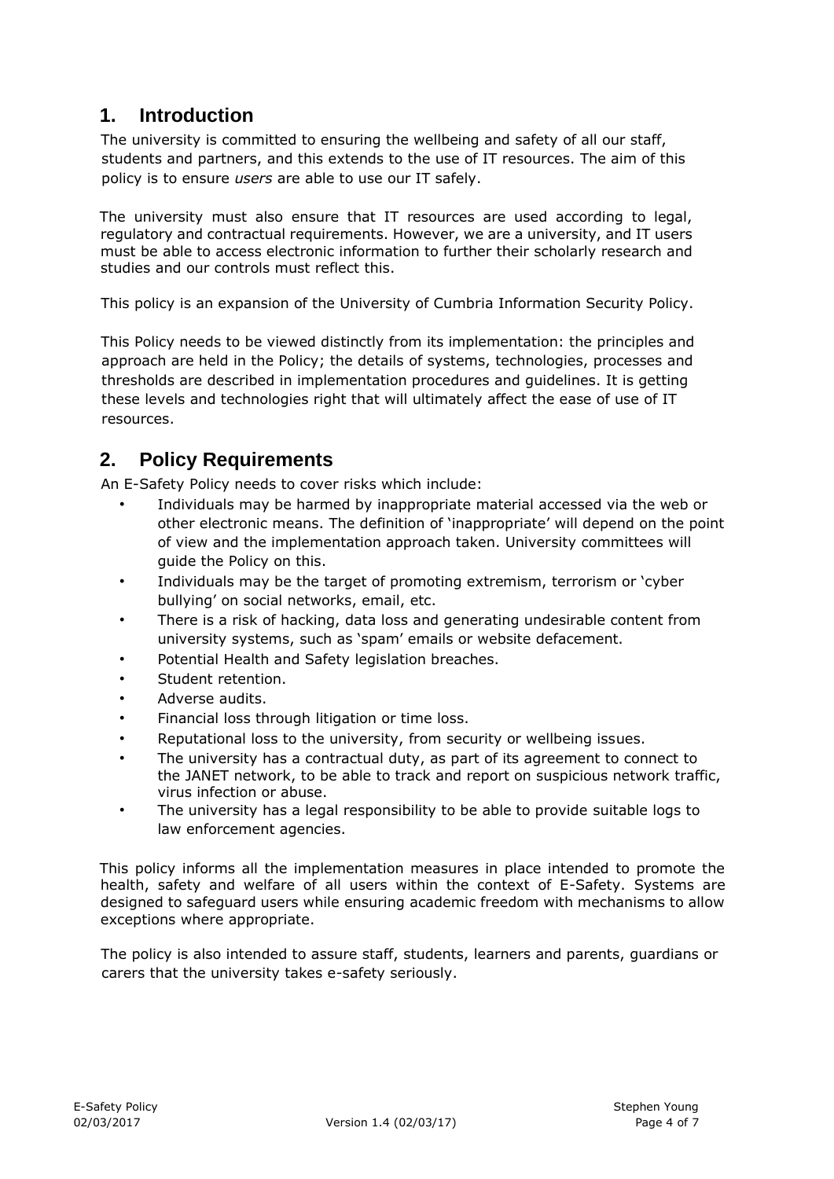## 1. Introduction

The university is committed to ensuring the wellbeing and safety of all our staff, students and partners, and this extends to the use of IT resources. The aim of this policy is to ensure *users* are able to use our IT safely.

The university must also ensure that IT resources are used according to legal, regulatory and contractual requirements. However, we are a university, and IT users must be able to access electronic information to further their scholarly research and studies and our controls must reflect this.

This policy is an expansion of the University of Cumbria Information Security Policy.

This Policy needs to be viewed distinctly from its implementation: the principles and approach are held in the Policy; the details of systems, technologies, processes and thresholds are described in implementation procedures and guidelines. It is getting these levels and technologies right that will ultimately affect the ease of use of IT resources.

## 2. Policy Requirements

An E-Safety Policy needs to cover risks which include:

- Individuals may be harmed by inappropriate material accessed via the web or other electronic means. The definition of 'inappropriate' will depend on the point of view and the implementation approach taken. University committees will guide the Policy on this.
- Individuals may be the target of promoting extremism, terrorism or 'cyber bullying' on social networks, email, etc.
- There is a risk of hacking, data loss and generating undesirable content from university systems, such as 'spam' emails or website defacement.
- Potential Health and Safety legislation breaches.
- Student retention.
- Adverse audits.
- Financial loss through litigation or time loss.
- Reputational loss to the university, from security or wellbeing issues.
- The university has a contractual duty, as part of its agreement to connect to the JANET network, to be able to track and report on suspicious network traffic, virus infection or abuse.
- The university has a legal responsibility to be able to provide suitable logs to law enforcement agencies.

This policy informs all the implementation measures in place intended to promote the health, safety and welfare of all users within the context of E-Safety. Systems are designed to safeguard users while ensuring academic freedom with mechanisms to allow exceptions where appropriate.

The policy is also intended to assure staff, students, learners and parents, guardians or carers that the university takes e-safety seriously.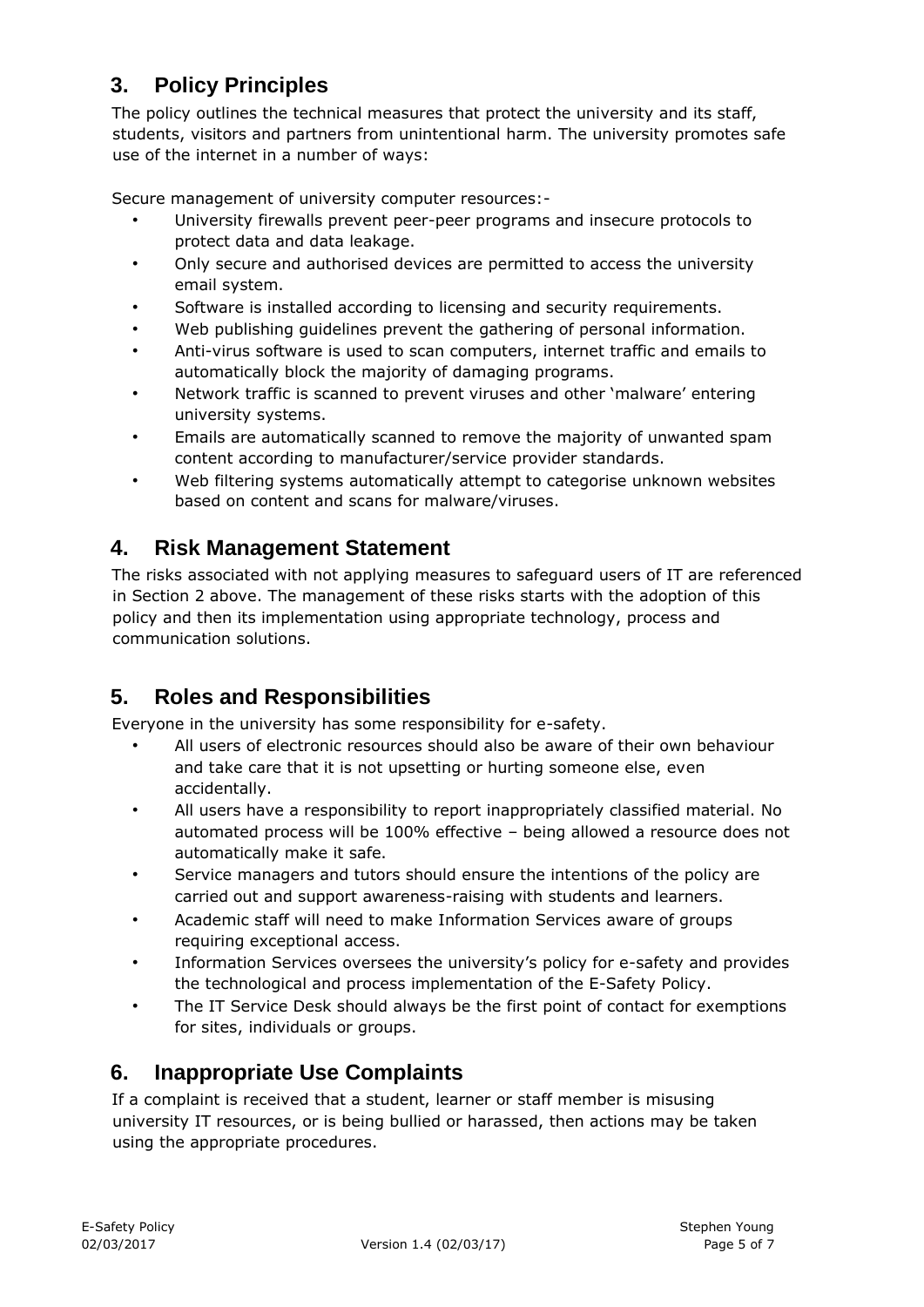## 3. Policy Principles

The policy outlines the technical measures that protect the university and its staff, students, visitors and partners from unintentional harm. The university promotes safe use of the internet in a number of ways:

Secure management of university computer resources:-

- University firewalls prevent peer-peer programs and insecure protocols to protect data and data leakage.
- Only secure and authorised devices are permitted to access the university email system.
- Software is installed according to licensing and security requirements.
- Web publishing guidelines prevent the gathering of personal information.
- Anti-virus software is used to scan computers, internet traffic and emails to automatically block the majority of damaging programs.
- Network traffic is scanned to prevent viruses and other 'malware' entering university systems.
- Emails are automatically scanned to remove the majority of unwanted spam content according to manufacturer/service provider standards.
- Web filtering systems automatically attempt to categorise unknown websites based on content and scans for malware/viruses.

## 4. Risk Management Statement

The risks associated with not applying measures to safeguard users of IT are referenced in Section 2 above. The management of these risks starts with the adoption of this policy and then its implementation using appropriate technology, process and communication solutions.

## 5. Roles and Responsibilities

Everyone in the university has some responsibility for e-safety.

- All users of electronic resources should also be aware of their own behaviour and take care that it is not upsetting or hurting someone else, even accidentally.
- All users have a responsibility to report inappropriately classified material. No automated process will be 100% effective – being allowed a resource does not automatically make it safe.
- Service managers and tutors should ensure the intentions of the policy are carried out and support awareness-raising with students and learners.
- Academic staff will need to make Information Services aware of groups requiring exceptional access.
- Information Services oversees the university's policy for e-safety and provides the technological and process implementation of the E-Safety Policy.
- The IT Service Desk should always be the first point of contact for exemptions for sites, individuals or groups.

## 6. Inappropriate Use Complaints

If a complaint is received that a student, learner or staff member is misusing university IT resources, or is being bullied or harassed, then actions may be taken using the appropriate procedures.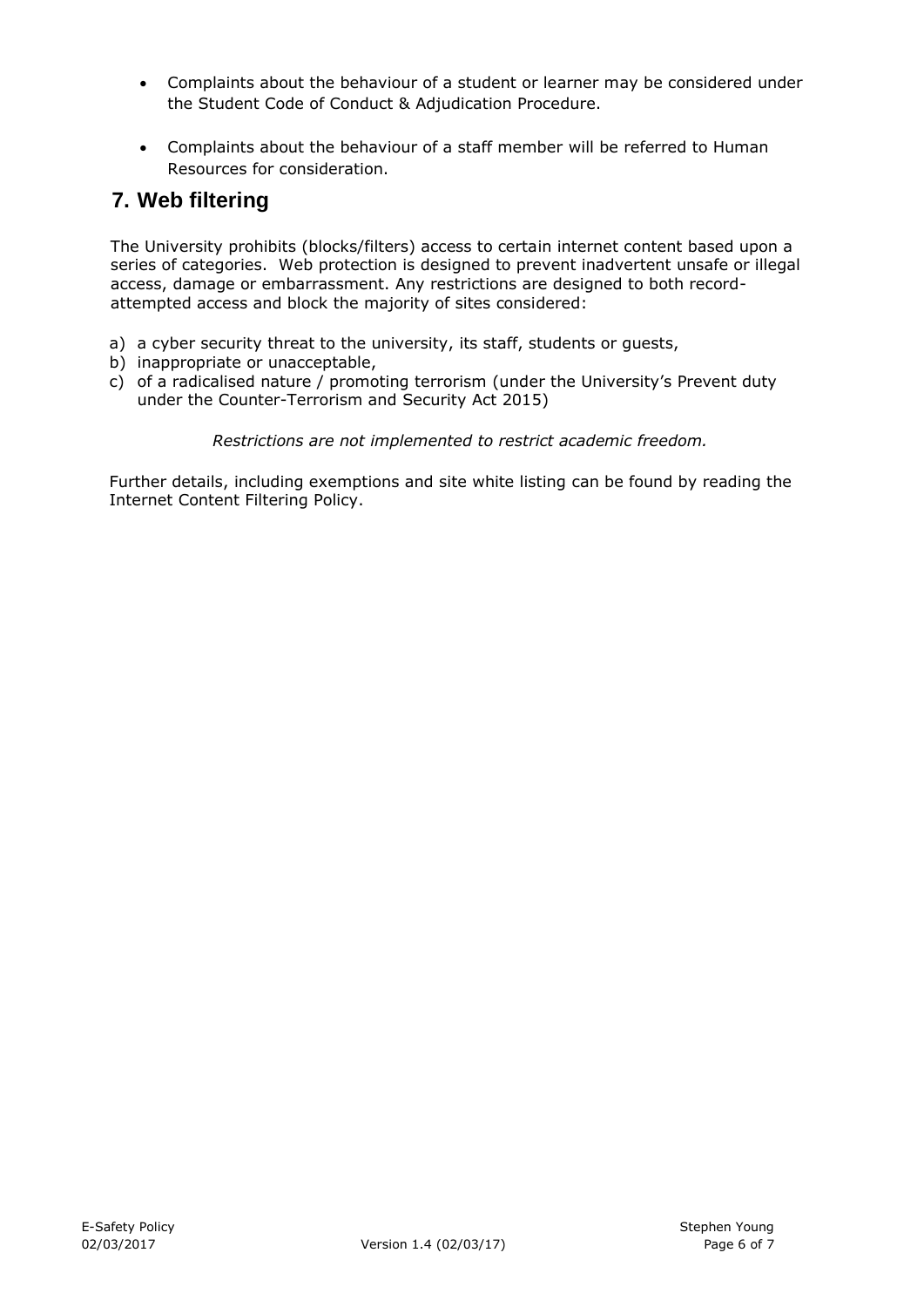- Complaints about the behaviour of a student or learner may be considered under the Student Code of Conduct & Adjudication Procedure.

- Complaints about the behaviour of a staff member will be referred to Human Resources for consideration.

## 7. Web filtering

The University prohibits (blocks/filters) access to certain internet content based upon a series of categories. Web protection is designed to prevent inadvertent unsafe or illegal access, damage or embarrassment. Any restrictions are designed to both record-attempted access and block the majority of sites considered:

a) a cyber security threat to the university, its staff, students or guests,
b) inappropriate or unacceptable,
c) of a radicalised nature / promoting terrorism (under the University's Prevent duty under the Counter-Terrorism and Security Act 2015)

*Restrictions are not implemented to restrict academic freedom.*

Further details, including exemptions and site white listing can be found by reading the Internet Content Filtering Policy.